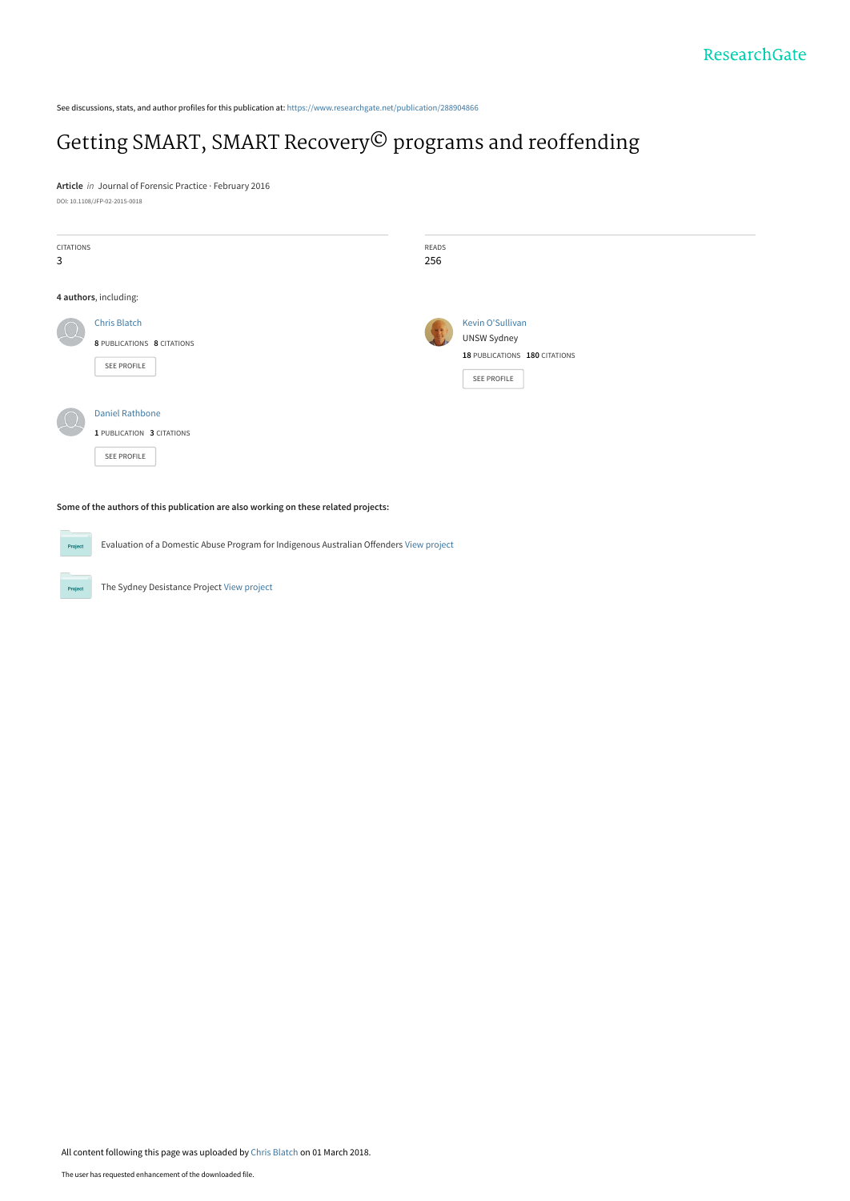See discussions, stats, and author profiles for this publication at: https://www.researchgate.net/publication/288904866

# Getting SMART, SMART Recovery© programs and reoffending

**Article** *in* Journal of Forensic Practice · February 2016

DOI: 10.1108/JFP-02-2015-0018

| CITATIONS | READS |
| --- | --- |
| 3 | 256 |

**4 authors**, including:

Chris Blatch
**8** PUBLICATIONS **8** CITATIONS
SEE PROFILE

Kevin O'Sullivan
UNSW Sydney
**18** PUBLICATIONS **180** CITATIONS
SEE PROFILE

Daniel Rathbone
**1** PUBLICATION **3** CITATIONS
SEE PROFILE

**Some of the authors of this publication are also working on these related projects:**

Evaluation of a Domestic Abuse Program for Indigenous Australian Offenders View project

The Sydney Desistance Project View project

All content following this page was uploaded by Chris Blatch on 01 March 2018.

The user has requested enhancement of the downloaded file.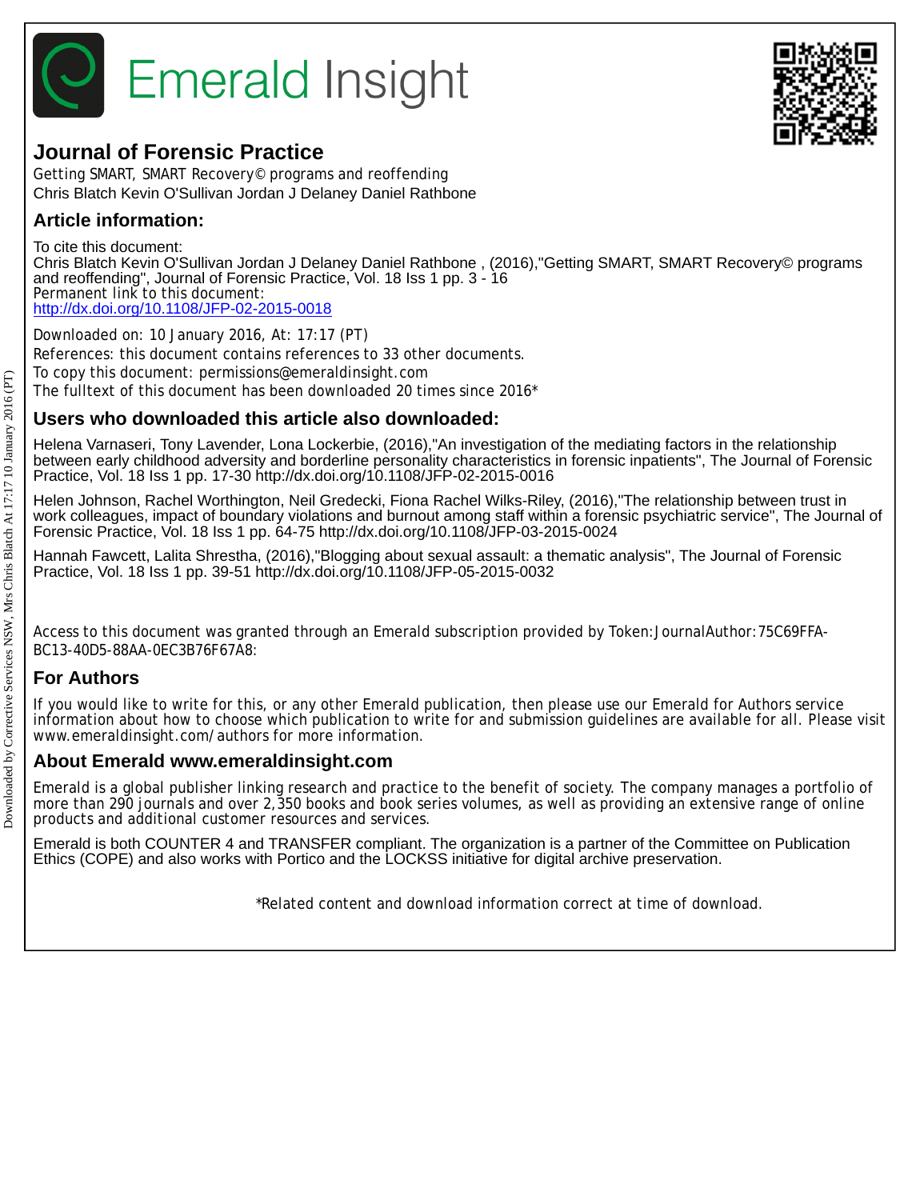# Emerald Insight

## Journal of Forensic Practice

Getting SMART, SMART Recovery© programs and reoffending
Chris Blatch Kevin O'Sullivan Jordan J Delaney Daniel Rathbone

## Article information:

To cite this document:
Chris Blatch Kevin O'Sullivan Jordan J Delaney Daniel Rathbone , (2016),"Getting SMART, SMART Recovery© programs and reoffending", Journal of Forensic Practice, Vol. 18 Iss 1 pp. 3 - 16
Permanent link to this document:
http://dx.doi.org/10.1108/JFP-02-2015-0018

Downloaded on: 10 January 2016, At: 17:17 (PT)
References: this document contains references to 33 other documents.
To copy this document: permissions@emeraldinsight.com
The fulltext of this document has been downloaded 20 times since 2016*

## Users who downloaded this article also downloaded:

Helena Varnaseri, Tony Lavender, Lona Lockerbie, (2016),"An investigation of the mediating factors in the relationship between early childhood adversity and borderline personality characteristics in forensic inpatients", The Journal of Forensic Practice, Vol. 18 Iss 1 pp. 17-30 http://dx.doi.org/10.1108/JFP-02-2015-0016

Helen Johnson, Rachel Worthington, Neil Gredecki, Fiona Rachel Wilks-Riley, (2016),"The relationship between trust in work colleagues, impact of boundary violations and burnout among staff within a forensic psychiatric service", The Journal of Forensic Practice, Vol. 18 Iss 1 pp. 64-75 http://dx.doi.org/10.1108/JFP-03-2015-0024

Hannah Fawcett, Lalita Shrestha, (2016),"Blogging about sexual assault: a thematic analysis", The Journal of Forensic Practice, Vol. 18 Iss 1 pp. 39-51 http://dx.doi.org/10.1108/JFP-05-2015-0032

Access to this document was granted through an Emerald subscription provided by Token:JournalAuthor:75C69FFA-BC13-40D5-88AA-0EC3B76F67A8:

## For Authors

If you would like to write for this, or any other Emerald publication, then please use our Emerald for Authors service information about how to choose which publication to write for and submission guidelines are available for all. Please visit www.emeraldinsight.com/authors for more information.

## About Emerald www.emeraldinsight.com

Emerald is a global publisher linking research and practice to the benefit of society. The company manages a portfolio of more than 290 journals and over 2,350 books and book series volumes, as well as providing an extensive range of online products and additional customer resources and services.

Emerald is both COUNTER 4 and TRANSFER compliant. The organization is a partner of the Committee on Publication Ethics (COPE) and also works with Portico and the LOCKSS initiative for digital archive preservation.

*Related content and download information correct at time of download.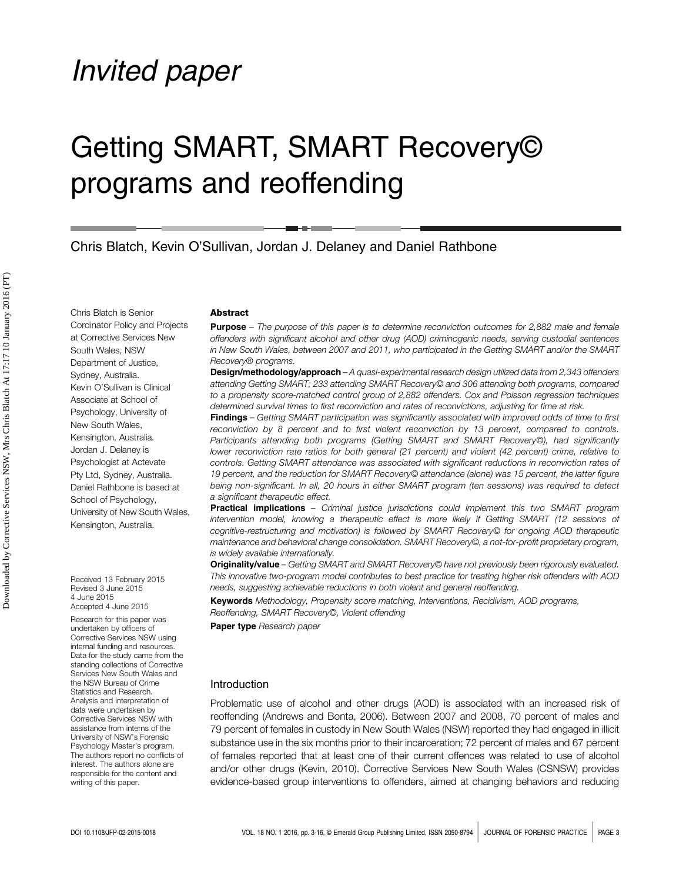*Invited paper*

# Getting SMART, SMART Recovery© programs and reoffending

Chris Blatch, Kevin O'Sullivan, Jordan J. Delaney and Daniel Rathbone

Chris Blatch is Senior Cordinator Policy and Projects at Corrective Services New South Wales, NSW Department of Justice, Sydney, Australia. Kevin O'Sullivan is Clinical Associate at School of Psychology, University of New South Wales, Kensington, Australia. Jordan J. Delaney is Psychologist at Actevate Pty Ltd, Sydney, Australia. Daniel Rathbone is based at School of Psychology, University of New South Wales, Kensington, Australia.

Received 13 February 2015
Revised 3 June 2015
4 June 2015
Accepted 4 June 2015

Research for this paper was undertaken by officers of Corrective Services NSW using internal funding and resources. Data for the study came from the standing collections of Corrective Services New South Wales and the NSW Bureau of Crime Statistics and Research. Analysis and interpretation of data were undertaken by Corrective Services NSW with assistance from interns of the University of NSW's Forensic Psychology Master's program. The authors report no conflicts of interest. The authors alone are responsible for the content and writing of this paper.

**Abstract**

**Purpose** – *The purpose of this paper is to determine reconviction outcomes for 2,882 male and female offenders with significant alcohol and other drug (AOD) criminogenic needs, serving custodial sentences in New South Wales, between 2007 and 2011, who participated in the Getting SMART and/or the SMART Recovery® programs.*

**Design/methodology/approach** – *A quasi-experimental research design utilized data from 2,343 offenders attending Getting SMART; 233 attending SMART Recovery© and 306 attending both programs, compared to a propensity score-matched control group of 2,882 offenders. Cox and Poisson regression techniques determined survival times to first reconviction and rates of reconvictions, adjusting for time at risk.*

**Findings** – *Getting SMART participation was significantly associated with improved odds of time to first reconviction by 8 percent and to first violent reconviction by 13 percent, compared to controls. Participants attending both programs (Getting SMART and SMART Recovery©), had significantly lower reconviction rate ratios for both general (21 percent) and violent (42 percent) crime, relative to controls. Getting SMART attendance was associated with significant reductions in reconviction rates of 19 percent, and the reduction for SMART Recovery© attendance (alone) was 15 percent, the latter figure being non-significant. In all, 20 hours in either SMART program (ten sessions) was required to detect a significant therapeutic effect.*

**Practical implications** – *Criminal justice jurisdictions could implement this two SMART program intervention model, knowing a therapeutic effect is more likely if Getting SMART (12 sessions of cognitive-restructuring and motivation) is followed by SMART Recovery© for ongoing AOD therapeutic maintenance and behavioral change consolidation. SMART Recovery©, a not-for-profit proprietary program, is widely available internationally.*

**Originality/value** – *Getting SMART and SMART Recovery© have not previously been rigorously evaluated. This innovative two-program model contributes to best practice for treating higher risk offenders with AOD needs, suggesting achievable reductions in both violent and general reoffending.*

**Keywords** *Methodology, Propensity score matching, Interventions, Recidivism, AOD programs, Reoffending, SMART Recovery©, Violent offending*

**Paper type** *Research paper*

## Introduction

Problematic use of alcohol and other drugs (AOD) is associated with an increased risk of reoffending (Andrews and Bonta, 2006). Between 2007 and 2008, 70 percent of males and 79 percent of females in custody in New South Wales (NSW) reported they had engaged in illicit substance use in the six months prior to their incarceration; 72 percent of males and 67 percent of females reported that at least one of their current offences was related to use of alcohol and/or other drugs (Kevin, 2010). Corrective Services New South Wales (CSNSW) provides evidence-based group interventions to offenders, aimed at changing behaviors and reducing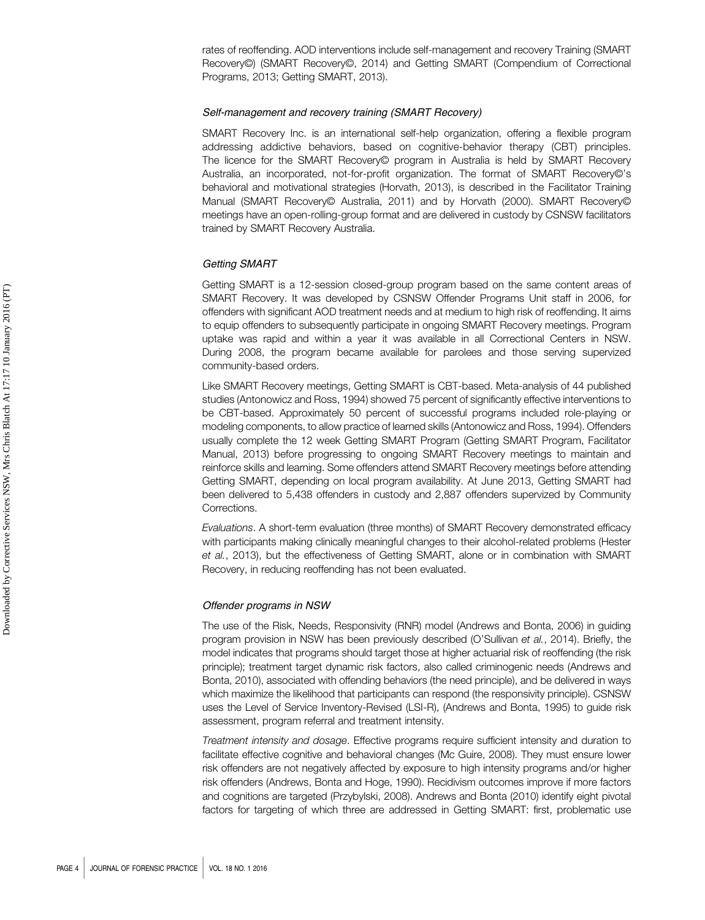rates of reoffending. AOD interventions include self-management and recovery Training (SMART Recovery©) (SMART Recovery©, 2014) and Getting SMART (Compendium of Correctional Programs, 2013; Getting SMART, 2013).

### *Self-management and recovery training (SMART Recovery)*

SMART Recovery Inc. is an international self-help organization, offering a flexible program addressing addictive behaviors, based on cognitive-behavior therapy (CBT) principles. The licence for the SMART Recovery© program in Australia is held by SMART Recovery Australia, an incorporated, not-for-profit organization. The format of SMART Recovery©'s behavioral and motivational strategies (Horvath, 2013), is described in the Facilitator Training Manual (SMART Recovery© Australia, 2011) and by Horvath (2000). SMART Recovery© meetings have an open-rolling-group format and are delivered in custody by CSNSW facilitators trained by SMART Recovery Australia.

### *Getting SMART*

Getting SMART is a 12-session closed-group program based on the same content areas of SMART Recovery. It was developed by CSNSW Offender Programs Unit staff in 2006, for offenders with significant AOD treatment needs and at medium to high risk of reoffending. It aims to equip offenders to subsequently participate in ongoing SMART Recovery meetings. Program uptake was rapid and within a year it was available in all Correctional Centers in NSW. During 2008, the program became available for parolees and those serving supervized community-based orders.

Like SMART Recovery meetings, Getting SMART is CBT-based. Meta-analysis of 44 published studies (Antonowicz and Ross, 1994) showed 75 percent of significantly effective interventions to be CBT-based. Approximately 50 percent of successful programs included role-playing or modeling components, to allow practice of learned skills (Antonowicz and Ross, 1994). Offenders usually complete the 12 week Getting SMART Program (Getting SMART Program, Facilitator Manual, 2013) before progressing to ongoing SMART Recovery meetings to maintain and reinforce skills and learning. Some offenders attend SMART Recovery meetings before attending Getting SMART, depending on local program availability. At June 2013, Getting SMART had been delivered to 5,438 offenders in custody and 2,887 offenders supervized by Community Corrections.

*Evaluations*. A short-term evaluation (three months) of SMART Recovery demonstrated efficacy with participants making clinically meaningful changes to their alcohol-related problems (Hester *et al.*, 2013), but the effectiveness of Getting SMART, alone or in combination with SMART Recovery, in reducing reoffending has not been evaluated.

### *Offender programs in NSW*

The use of the Risk, Needs, Responsivity (RNR) model (Andrews and Bonta, 2006) in guiding program provision in NSW has been previously described (O'Sullivan *et al.*, 2014). Briefly, the model indicates that programs should target those at higher actuarial risk of reoffending (the risk principle); treatment target dynamic risk factors, also called criminogenic needs (Andrews and Bonta, 2010), associated with offending behaviors (the need principle), and be delivered in ways which maximize the likelihood that participants can respond (the responsivity principle). CSNSW uses the Level of Service Inventory-Revised (LSI-R), (Andrews and Bonta, 1995) to guide risk assessment, program referral and treatment intensity.

*Treatment intensity and dosage.* Effective programs require sufficient intensity and duration to facilitate effective cognitive and behavioral changes (Mc Guire, 2008). They must ensure lower risk offenders are not negatively affected by exposure to high intensity programs and/or higher risk offenders (Andrews, Bonta and Hoge, 1990). Recidivism outcomes improve if more factors and cognitions are targeted (Przybylski, 2008). Andrews and Bonta (2010) identify eight pivotal factors for targeting of which three are addressed in Getting SMART: first, problematic use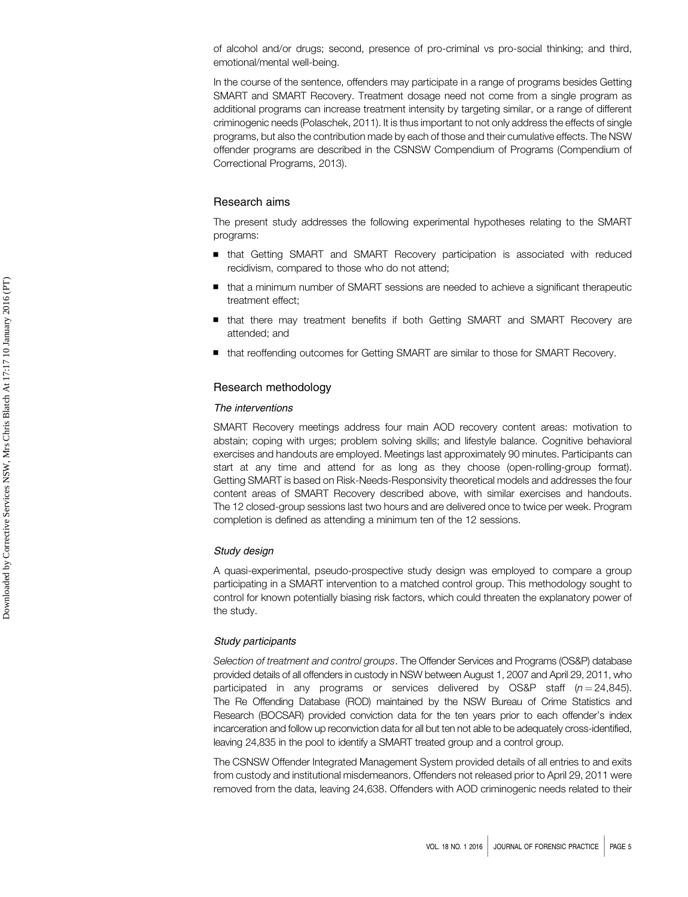of alcohol and/or drugs; second, presence of pro-criminal vs pro-social thinking; and third, emotional/mental well-being.

In the course of the sentence, offenders may participate in a range of programs besides Getting SMART and SMART Recovery. Treatment dosage need not come from a single program as additional programs can increase treatment intensity by targeting similar, or a range of different criminogenic needs (Polaschek, 2011). It is thus important to not only address the effects of single programs, but also the contribution made by each of those and their cumulative effects. The NSW offender programs are described in the CSNSW Compendium of Programs (Compendium of Correctional Programs, 2013).

## Research aims

The present study addresses the following experimental hypotheses relating to the SMART programs:

- that Getting SMART and SMART Recovery participation is associated with reduced recidivism, compared to those who do not attend;
- that a minimum number of SMART sessions are needed to achieve a significant therapeutic treatment effect;
- that there may treatment benefits if both Getting SMART and SMART Recovery are attended; and
- that reoffending outcomes for Getting SMART are similar to those for SMART Recovery.

## Research methodology

### *The interventions*

SMART Recovery meetings address four main AOD recovery content areas: motivation to abstain; coping with urges; problem solving skills; and lifestyle balance. Cognitive behavioral exercises and handouts are employed. Meetings last approximately 90 minutes. Participants can start at any time and attend for as long as they choose (open-rolling-group format). Getting SMART is based on Risk-Needs-Responsivity theoretical models and addresses the four content areas of SMART Recovery described above, with similar exercises and handouts. The 12 closed-group sessions last two hours and are delivered once to twice per week. Program completion is defined as attending a minimum ten of the 12 sessions.

### *Study design*

A quasi-experimental, pseudo-prospective study design was employed to compare a group participating in a SMART intervention to a matched control group. This methodology sought to control for known potentially biasing risk factors, which could threaten the explanatory power of the study.

### *Study participants*

*Selection of treatment and control groups*. The Offender Services and Programs (OS&P) database provided details of all offenders in custody in NSW between August 1, 2007 and April 29, 2011, who participated in any programs or services delivered by OS&P staff ($n = 24{,}845$). The Re Offending Database (ROD) maintained by the NSW Bureau of Crime Statistics and Research (BOCSAR) provided conviction data for the ten years prior to each offender's index incarceration and follow up reconviction data for all but ten not able to be adequately cross-identified, leaving 24,835 in the pool to identify a SMART treated group and a control group.

The CSNSW Offender Integrated Management System provided details of all entries to and exits from custody and institutional misdemeanors. Offenders not released prior to April 29, 2011 were removed from the data, leaving 24,638. Offenders with AOD criminogenic needs related to their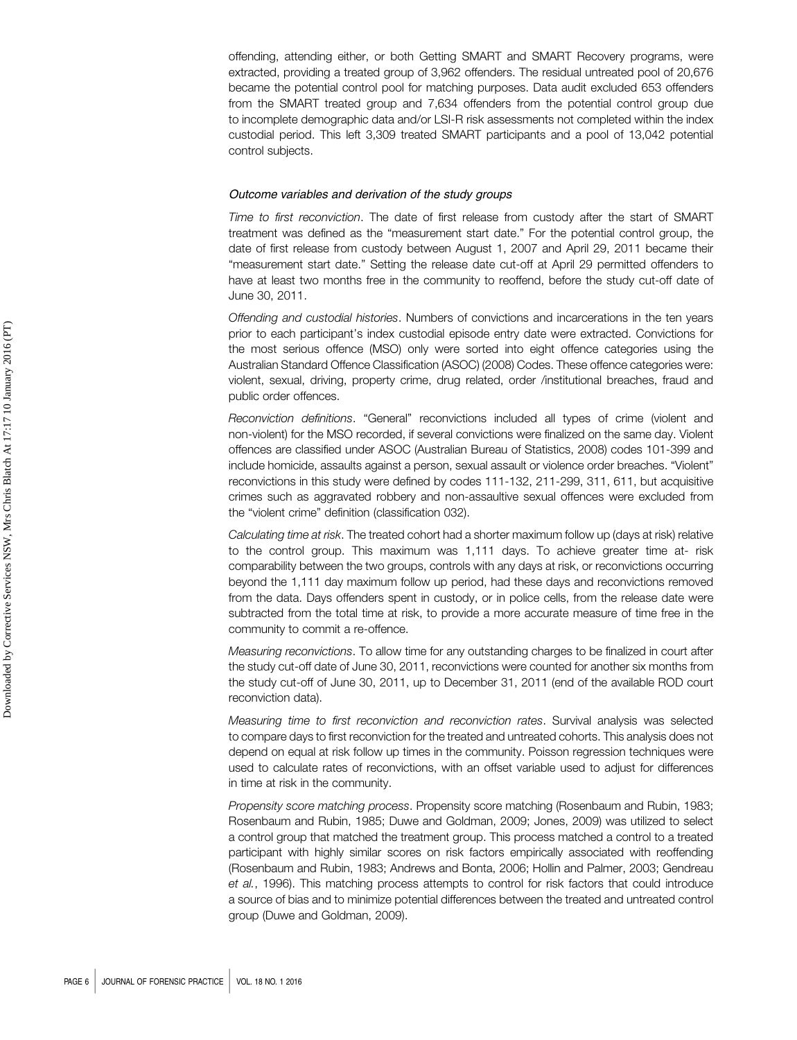offending, attending either, or both Getting SMART and SMART Recovery programs, were extracted, providing a treated group of 3,962 offenders. The residual untreated pool of 20,676 became the potential control pool for matching purposes. Data audit excluded 653 offenders from the SMART treated group and 7,634 offenders from the potential control group due to incomplete demographic data and/or LSI-R risk assessments not completed within the index custodial period. This left 3,309 treated SMART participants and a pool of 13,042 potential control subjects.

### *Outcome variables and derivation of the study groups*

*Time to first reconviction*. The date of first release from custody after the start of SMART treatment was defined as the "measurement start date." For the potential control group, the date of first release from custody between August 1, 2007 and April 29, 2011 became their "measurement start date." Setting the release date cut-off at April 29 permitted offenders to have at least two months free in the community to reoffend, before the study cut-off date of June 30, 2011.

*Offending and custodial histories*. Numbers of convictions and incarcerations in the ten years prior to each participant's index custodial episode entry date were extracted. Convictions for the most serious offence (MSO) only were sorted into eight offence categories using the Australian Standard Offence Classification (ASOC) (2008) Codes. These offence categories were: violent, sexual, driving, property crime, drug related, order /institutional breaches, fraud and public order offences.

*Reconviction definitions*. "General" reconvictions included all types of crime (violent and non-violent) for the MSO recorded, if several convictions were finalized on the same day. Violent offences are classified under ASOC (Australian Bureau of Statistics, 2008) codes 101-399 and include homicide, assaults against a person, sexual assault or violence order breaches. "Violent" reconvictions in this study were defined by codes 111-132, 211-299, 311, 611, but acquisitive crimes such as aggravated robbery and non-assaultive sexual offences were excluded from the "violent crime" definition (classification 032).

*Calculating time at risk*. The treated cohort had a shorter maximum follow up (days at risk) relative to the control group. This maximum was 1,111 days. To achieve greater time at- risk comparability between the two groups, controls with any days at risk, or reconvictions occurring beyond the 1,111 day maximum follow up period, had these days and reconvictions removed from the data. Days offenders spent in custody, or in police cells, from the release date were subtracted from the total time at risk, to provide a more accurate measure of time free in the community to commit a re-offence.

*Measuring reconvictions*. To allow time for any outstanding charges to be finalized in court after the study cut-off date of June 30, 2011, reconvictions were counted for another six months from the study cut-off of June 30, 2011, up to December 31, 2011 (end of the available ROD court reconviction data).

*Measuring time to first reconviction and reconviction rates*. Survival analysis was selected to compare days to first reconviction for the treated and untreated cohorts. This analysis does not depend on equal at risk follow up times in the community. Poisson regression techniques were used to calculate rates of reconvictions, with an offset variable used to adjust for differences in time at risk in the community.

*Propensity score matching process*. Propensity score matching (Rosenbaum and Rubin, 1983; Rosenbaum and Rubin, 1985; Duwe and Goldman, 2009; Jones, 2009) was utilized to select a control group that matched the treatment group. This process matched a control to a treated participant with highly similar scores on risk factors empirically associated with reoffending (Rosenbaum and Rubin, 1983; Andrews and Bonta, 2006; Hollin and Palmer, 2003; Gendreau *et al.*, 1996). This matching process attempts to control for risk factors that could introduce a source of bias and to minimize potential differences between the treated and untreated control group (Duwe and Goldman, 2009).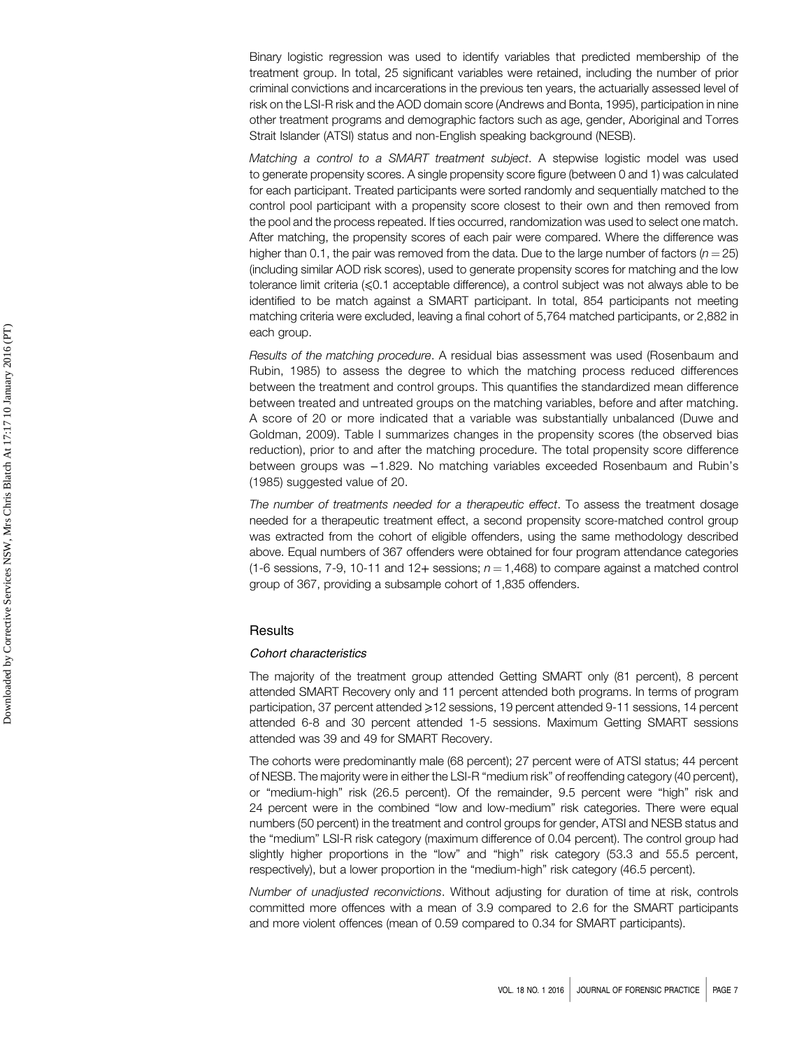Binary logistic regression was used to identify variables that predicted membership of the treatment group. In total, 25 significant variables were retained, including the number of prior criminal convictions and incarcerations in the previous ten years, the actuarially assessed level of risk on the LSI-R risk and the AOD domain score (Andrews and Bonta, 1995), participation in nine other treatment programs and demographic factors such as age, gender, Aboriginal and Torres Strait Islander (ATSI) status and non-English speaking background (NESB).

*Matching a control to a SMART treatment subject*. A stepwise logistic model was used to generate propensity scores. A single propensity score figure (between 0 and 1) was calculated for each participant. Treated participants were sorted randomly and sequentially matched to the control pool participant with a propensity score closest to their own and then removed from the pool and the process repeated. If ties occurred, randomization was used to select one match. After matching, the propensity scores of each pair were compared. Where the difference was higher than 0.1, the pair was removed from the data. Due to the large number of factors ($n = 25$) (including similar AOD risk scores), used to generate propensity scores for matching and the low tolerance limit criteria ($\leqslant$0.1 acceptable difference), a control subject was not always able to be identified to be match against a SMART participant. In total, 854 participants not meeting matching criteria were excluded, leaving a final cohort of 5,764 matched participants, or 2,882 in each group.

*Results of the matching procedure*. A residual bias assessment was used (Rosenbaum and Rubin, 1985) to assess the degree to which the matching process reduced differences between the treatment and control groups. This quantifies the standardized mean difference between treated and untreated groups on the matching variables, before and after matching. A score of 20 or more indicated that a variable was substantially unbalanced (Duwe and Goldman, 2009). Table I summarizes changes in the propensity scores (the observed bias reduction), prior to and after the matching procedure. The total propensity score difference between groups was −1.829. No matching variables exceeded Rosenbaum and Rubin's (1985) suggested value of 20.

*The number of treatments needed for a therapeutic effect*. To assess the treatment dosage needed for a therapeutic treatment effect, a second propensity score-matched control group was extracted from the cohort of eligible offenders, using the same methodology described above. Equal numbers of 367 offenders were obtained for four program attendance categories (1-6 sessions, 7-9, 10-11 and 12+ sessions; $n = 1{,}468$) to compare against a matched control group of 367, providing a subsample cohort of 1,835 offenders.

## Results

### *Cohort characteristics*

The majority of the treatment group attended Getting SMART only (81 percent), 8 percent attended SMART Recovery only and 11 percent attended both programs. In terms of program participation, 37 percent attended $\geqslant$12 sessions, 19 percent attended 9-11 sessions, 14 percent attended 6-8 and 30 percent attended 1-5 sessions. Maximum Getting SMART sessions attended was 39 and 49 for SMART Recovery.

The cohorts were predominantly male (68 percent); 27 percent were of ATSI status; 44 percent of NESB. The majority were in either the LSI-R "medium risk" of reoffending category (40 percent), or "medium-high" risk (26.5 percent). Of the remainder, 9.5 percent were "high" risk and 24 percent were in the combined "low and low-medium" risk categories. There were equal numbers (50 percent) in the treatment and control groups for gender, ATSI and NESB status and the "medium" LSI-R risk category (maximum difference of 0.04 percent). The control group had slightly higher proportions in the "low" and "high" risk category (53.3 and 55.5 percent, respectively), but a lower proportion in the "medium-high" risk category (46.5 percent).

*Number of unadjusted reconvictions*. Without adjusting for duration of time at risk, controls committed more offences with a mean of 3.9 compared to 2.6 for the SMART participants and more violent offences (mean of 0.59 compared to 0.34 for SMART participants).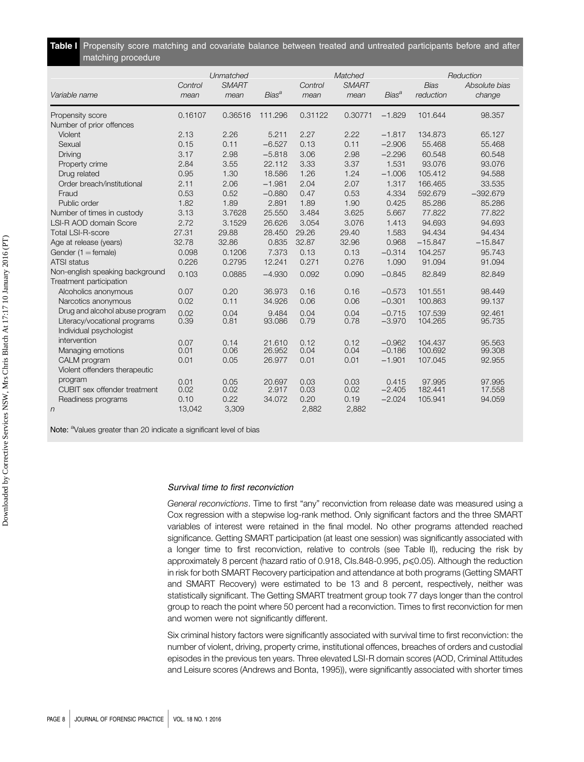**Table I** Propensity score matching and covariate balance between treated and untreated participants before and after matching procedure

| | *Unmatched* | | | *Matched* | | | *Reduction* | |
|---|---|---|---|---|---|---|---|---|
| *Variable name* | *Control mean* | *SMART mean* | *Bias*[a] | *Control mean* | *SMART mean* | *Bias*[a] | *Bias reduction* | *Absolute bias change* |
| Propensity score | 0.16107 | 0.36516 | 111.296 | 0.31122 | 0.30771 | −1.829 | 101.644 | 98.357 |
| Number of prior offences | | | | | | | | |
| Violent | 2.13 | 2.26 | 5.211 | 2.27 | 2.22 | −1.817 | 134.873 | 65.127 |
| Sexual | 0.15 | 0.11 | −6.527 | 0.13 | 0.11 | −2.906 | 55.468 | 55.468 |
| Driving | 3.17 | 2.98 | −5.818 | 3.06 | 2.98 | −2.296 | 60.548 | 60.548 |
| Property crime | 2.84 | 3.55 | 22.112 | 3.33 | 3.37 | 1.531 | 93.076 | 93.076 |
| Drug related | 0.95 | 1.30 | 18.586 | 1.26 | 1.24 | −1.006 | 105.412 | 94.588 |
| Order breach/institutional | 2.11 | 2.06 | −1.981 | 2.04 | 2.07 | 1.317 | 166.465 | 33.535 |
| Fraud | 0.53 | 0.52 | −0.880 | 0.47 | 0.53 | 4.334 | 592.679 | −392.679 |
| Public order | 1.82 | 1.89 | 2.891 | 1.89 | 1.90 | 0.425 | 85.286 | 85.286 |
| Number of times in custody | 3.13 | 3.7628 | 25.550 | 3.484 | 3.625 | 5.667 | 77.822 | 77.822 |
| LSI-R AOD domain Score | 2.72 | 3.1529 | 26.626 | 3.054 | 3.076 | 1.413 | 94.693 | 94.693 |
| Total LSI-R-score | 27.31 | 29.88 | 28.450 | 29.26 | 29.40 | 1.583 | 94.434 | 94.434 |
| Age at release (years) | 32.78 | 32.86 | 0.835 | 32.87 | 32.96 | 0.968 | −15.847 | −15.847 |
| Gender (1 = female) | 0.098 | 0.1206 | 7.373 | 0.13 | 0.13 | −0.314 | 104.257 | 95.743 |
| ATSI status | 0.226 | 0.2795 | 12.241 | 0.271 | 0.276 | 1.090 | 91.094 | 91.094 |
| Non-english speaking background | 0.103 | 0.0885 | −4.930 | 0.092 | 0.090 | −0.845 | 82.849 | 82.849 |
| Treatment participation | | | | | | | | |
| Alcoholics anonymous | 0.07 | 0.20 | 36.973 | 0.16 | 0.16 | −0.573 | 101.551 | 98.449 |
| Narcotics anonymous | 0.02 | 0.11 | 34.926 | 0.06 | 0.06 | −0.301 | 100.863 | 99.137 |
| Drug and alcohol abuse program | 0.02 | 0.04 | 9.484 | 0.04 | 0.04 | −0.715 | 107.539 | 92.461 |
| Literacy/vocational programs | 0.39 | 0.81 | 93.086 | 0.79 | 0.78 | −3.970 | 104.265 | 95.735 |
| Individual psychologist intervention | 0.07 | 0.14 | 21.610 | 0.12 | 0.12 | −0.962 | 104.437 | 95.563 |
| Managing emotions | 0.01 | 0.06 | 26.952 | 0.04 | 0.04 | −0.186 | 100.692 | 99.308 |
| CALM program | 0.01 | 0.05 | 26.977 | 0.01 | 0.01 | −1.901 | 107.045 | 92.955 |
| Violent offenders therapeutic program | 0.01 | 0.05 | 20.697 | 0.03 | 0.03 | 0.415 | 97.995 | 97.995 |
| CUBIT sex offender treatment | 0.02 | 0.02 | 2.917 | 0.03 | 0.02 | −2.405 | 182.441 | 17.558 |
| Readiness programs | 0.10 | 0.22 | 34.072 | 0.20 | 0.19 | −2.024 | 105.941 | 94.059 |
| *n* | 13,042 | 3,309 | | 2,882 | 2,882 | | | |

**Note:** [a]Values greater than 20 indicate a significant level of bias

### *Survival time to first reconviction*

*General reconvictions*. Time to first "any" reconviction from release date was measured using a Cox regression with a stepwise log-rank method. Only significant factors and the three SMART variables of interest were retained in the final model. No other programs attended reached significance. Getting SMART participation (at least one session) was significantly associated with a longer time to first reconviction, relative to controls (see Table II), reducing the risk by approximately 8 percent (hazard ratio of 0.918, CIs.848-0.995, $p \leqslant 0.05$). Although the reduction in risk for both SMART Recovery participation and attendance at both programs (Getting SMART and SMART Recovery) were estimated to be 13 and 8 percent, respectively, neither was statistically significant. The Getting SMART treatment group took 77 days longer than the control group to reach the point where 50 percent had a reconviction. Times to first reconviction for men and women were not significantly different.

Six criminal history factors were significantly associated with survival time to first reconviction: the number of violent, driving, property crime, institutional offences, breaches of orders and custodial episodes in the previous ten years. Three elevated LSI-R domain scores (AOD, Criminal Attitudes and Leisure scores (Andrews and Bonta, 1995)), were significantly associated with shorter times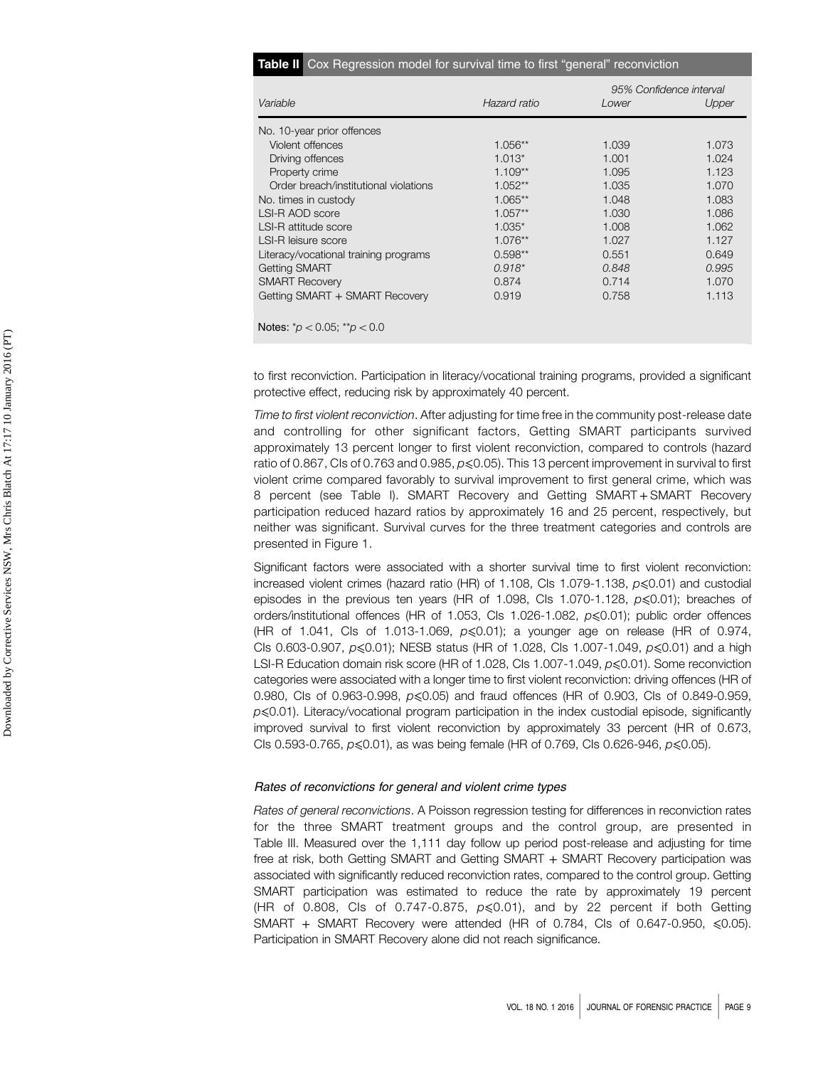**Table II** Cox Regression model for survival time to first "general" reconviction

| Variable | Hazard ratio | 95% Confidence interval Lower | Upper |
|---|---|---|---|
| No. 10-year prior offences | | | |
| Violent offences | 1.056** | 1.039 | 1.073 |
| Driving offences | 1.013* | 1.001 | 1.024 |
| Property crime | 1.109** | 1.095 | 1.123 |
| Order breach/institutional violations | 1.052** | 1.035 | 1.070 |
| No. times in custody | 1.065** | 1.048 | 1.083 |
| LSI-R AOD score | 1.057** | 1.030 | 1.086 |
| LSI-R attitude score | 1.035* | 1.008 | 1.062 |
| LSI-R leisure score | 1.076** | 1.027 | 1.127 |
| Literacy/vocational training programs | 0.598** | 0.551 | 0.649 |
| Getting SMART | *0.918** | *0.848* | *0.995* |
| SMART Recovery | 0.874 | 0.714 | 1.070 |
| Getting SMART + SMART Recovery | 0.919 | 0.758 | 1.113 |

**Notes:** $^{*}p < 0.05$; $^{**}p < 0.0$

to first reconviction. Participation in literacy/vocational training programs, provided a significant protective effect, reducing risk by approximately 40 percent.

*Time to first violent reconviction*. After adjusting for time free in the community post-release date and controlling for other significant factors, Getting SMART participants survived approximately 13 percent longer to first violent reconviction, compared to controls (hazard ratio of 0.867, CIs of 0.763 and 0.985, $p \leqslant 0.05$). This 13 percent improvement in survival to first violent crime compared favorably to survival improvement to first general crime, which was 8 percent (see Table I). SMART Recovery and Getting SMART + SMART Recovery participation reduced hazard ratios by approximately 16 and 25 percent, respectively, but neither was significant. Survival curves for the three treatment categories and controls are presented in Figure 1.

Significant factors were associated with a shorter survival time to first violent reconviction: increased violent crimes (hazard ratio (HR) of 1.108, CIs 1.079-1.138, $p \leqslant 0.01$) and custodial episodes in the previous ten years (HR of 1.098, CIs 1.070-1.128, $p \leqslant 0.01$); breaches of orders/institutional offences (HR of 1.053, CIs 1.026-1.082, $p \leqslant 0.01$); public order offences (HR of 1.041, CIs of 1.013-1.069, $p \leqslant 0.01$); a younger age on release (HR of 0.974, CIs 0.603-0.907, $p \leqslant 0.01$); NESB status (HR of 1.028, CIs 1.007-1.049, $p \leqslant 0.01$) and a high LSI-R Education domain risk score (HR of 1.028, CIs 1.007-1.049, $p \leqslant 0.01$). Some reconviction categories were associated with a longer time to first violent reconviction: driving offences (HR of 0.980, CIs of 0.963-0.998, $p \leqslant 0.05$) and fraud offences (HR of 0.903, CIs of 0.849-0.959, $p \leqslant 0.01$). Literacy/vocational program participation in the index custodial episode, significantly improved survival to first violent reconviction by approximately 33 percent (HR of 0.673, CIs 0.593-0.765, $p \leqslant 0.01$), as was being female (HR of 0.769, CIs 0.626-946, $p \leqslant 0.05$).

#### Rates of reconvictions for general and violent crime types

*Rates of general reconvictions*. A Poisson regression testing for differences in reconviction rates for the three SMART treatment groups and the control group, are presented in Table III. Measured over the 1,111 day follow up period post-release and adjusting for time free at risk, both Getting SMART and Getting SMART + SMART Recovery participation was associated with significantly reduced reconviction rates, compared to the control group. Getting SMART participation was estimated to reduce the rate by approximately 19 percent (HR of 0.808, CIs of 0.747-0.875, $p \leqslant 0.01$), and by 22 percent if both Getting SMART + SMART Recovery were attended (HR of 0.784, CIs of 0.647-0.950, $\leqslant 0.05$). Participation in SMART Recovery alone did not reach significance.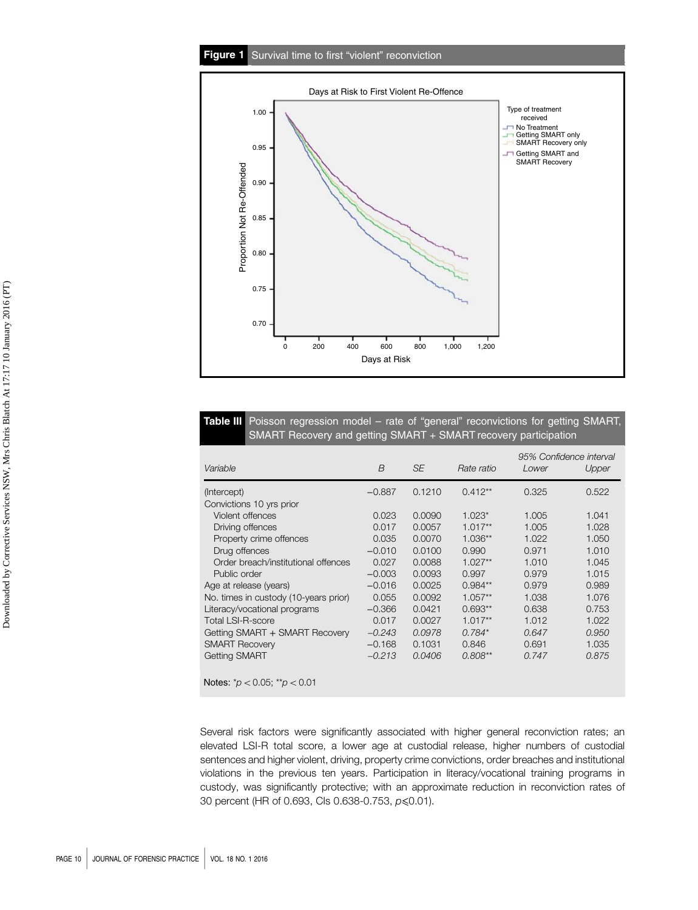**Figure 1** Survival time to first "violent" reconviction

**Table III** Poisson regression model – rate of "general" reconvictions for getting SMART, SMART Recovery and getting SMART + SMART recovery participation

| Variable | B | SE | Rate ratio | 95% Confidence interval Lower | Upper |
|---|---|---|---|---|---|
| (Intercept) | −0.887 | 0.1210 | 0.412** | 0.325 | 0.522 |
| Convictions 10 yrs prior | | | | | |
| Violent offences | 0.023 | 0.0090 | 1.023* | 1.005 | 1.041 |
| Driving offences | 0.017 | 0.0057 | 1.017** | 1.005 | 1.028 |
| Property crime offences | 0.035 | 0.0070 | 1.036** | 1.022 | 1.050 |
| Drug offences | −0.010 | 0.0100 | 0.990 | 0.971 | 1.010 |
| Order breach/institutional offences | 0.027 | 0.0088 | 1.027** | 1.010 | 1.045 |
| Public order | −0.003 | 0.0093 | 0.997 | 0.979 | 1.015 |
| Age at release (years) | −0.016 | 0.0025 | 0.984** | 0.979 | 0.989 |
| No. times in custody (10-years prior) | 0.055 | 0.0092 | 1.057** | 1.038 | 1.076 |
| Literacy/vocational programs | −0.366 | 0.0421 | 0.693** | 0.638 | 0.753 |
| Total LSI-R-score | 0.017 | 0.0027 | 1.017** | 1.012 | 1.022 |
| *Getting SMART + SMART Recovery* | *−0.243* | *0.0978* | *0.784** | *0.647* | *0.950* |
| SMART Recovery | −0.168 | 0.1031 | 0.846 | 0.691 | 1.035 |
| *Getting SMART* | *−0.213* | *0.0406* | *0.808*** | *0.747* | *0.875* |

**Notes:** $^{*}p < 0.05$; $^{**}p < 0.01$

Several risk factors were significantly associated with higher general reconviction rates; an elevated LSI-R total score, a lower age at custodial release, higher numbers of custodial sentences and higher violent, driving, property crime convictions, order breaches and institutional violations in the previous ten years. Participation in literacy/vocational training programs in custody, was significantly protective; with an approximate reduction in reconviction rates of 30 percent (HR of 0.693, CIs 0.638-0.753, $p \leqslant 0.01$).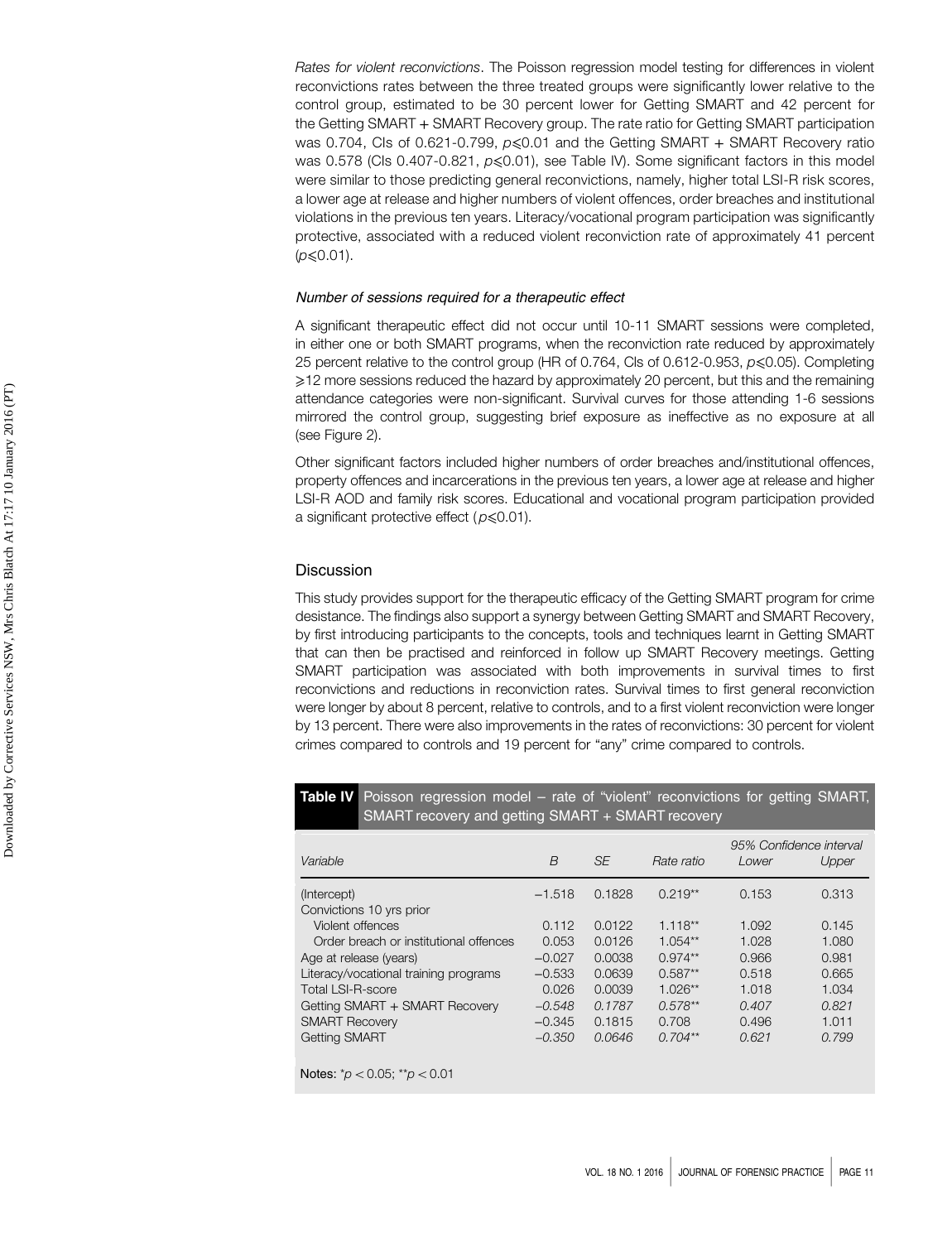*Rates for violent reconvictions*. The Poisson regression model testing for differences in violent reconvictions rates between the three treated groups were significantly lower relative to the control group, estimated to be 30 percent lower for Getting SMART and 42 percent for the Getting SMART + SMART Recovery group. The rate ratio for Getting SMART participation was 0.704, CIs of 0.621-0.799, $p \leqslant 0.01$ and the Getting SMART + SMART Recovery ratio was 0.578 (CIs 0.407-0.821, $p \leqslant 0.01$), see Table IV). Some significant factors in this model were similar to those predicting general reconvictions, namely, higher total LSI-R risk scores, a lower age at release and higher numbers of violent offences, order breaches and institutional violations in the previous ten years. Literacy/vocational program participation was significantly protective, associated with a reduced violent reconviction rate of approximately 41 percent ($p \leqslant 0.01$).

#### *Number of sessions required for a therapeutic effect*

A significant therapeutic effect did not occur until 10-11 SMART sessions were completed, in either one or both SMART programs, when the reconviction rate reduced by approximately 25 percent relative to the control group (HR of 0.764, CIs of 0.612-0.953, $p \leqslant 0.05$). Completing $\geqslant$12 more sessions reduced the hazard by approximately 20 percent, but this and the remaining attendance categories were non-significant. Survival curves for those attending 1-6 sessions mirrored the control group, suggesting brief exposure as ineffective as no exposure at all (see Figure 2).

Other significant factors included higher numbers of order breaches and/institutional offences, property offences and incarcerations in the previous ten years, a lower age at release and higher LSI-R AOD and family risk scores. Educational and vocational program participation provided a significant protective effect ($p \leqslant 0.01$).

## Discussion

This study provides support for the therapeutic efficacy of the Getting SMART program for crime desistance. The findings also support a synergy between Getting SMART and SMART Recovery, by first introducing participants to the concepts, tools and techniques learnt in Getting SMART that can then be practised and reinforced in follow up SMART Recovery meetings. Getting SMART participation was associated with both improvements in survival times to first reconvictions and reductions in reconviction rates. Survival times to first general reconviction were longer by about 8 percent, relative to controls, and to a first violent reconviction were longer by 13 percent. There were also improvements in the rates of reconvictions: 30 percent for violent crimes compared to controls and 19 percent for "any" crime compared to controls.

**Table IV** Poisson regression model – rate of "violent" reconvictions for getting SMART, SMART recovery and getting SMART + SMART recovery

| *Variable* | *B* | *SE* | *Rate ratio* | *95% Confidence interval* Lower | Upper |
|---|---|---|---|---|---|
| (Intercept) | −1.518 | 0.1828 | 0.219** | 0.153 | 0.313 |
| Convictions 10 yrs prior | | | | | |
| Violent offences | 0.112 | 0.0122 | 1.118** | 1.092 | 0.145 |
| Order breach or institutional offences | 0.053 | 0.0126 | 1.054** | 1.028 | 1.080 |
| Age at release (years) | −0.027 | 0.0038 | 0.974** | 0.966 | 0.981 |
| Literacy/vocational training programs | −0.533 | 0.0639 | 0.587** | 0.518 | 0.665 |
| Total LSI-R-score | 0.026 | 0.0039 | 1.026** | 1.018 | 1.034 |
| Getting SMART + SMART Recovery | *−0.548* | *0.1787* | *0.578*** | *0.407* | *0.821* |
| SMART Recovery | −0.345 | 0.1815 | 0.708 | 0.496 | 1.011 |
| Getting SMART | *−0.350* | *0.0646* | *0.704*** | *0.621* | *0.799* |

**Notes:** $^{*}p < 0.05$; $^{**}p < 0.01$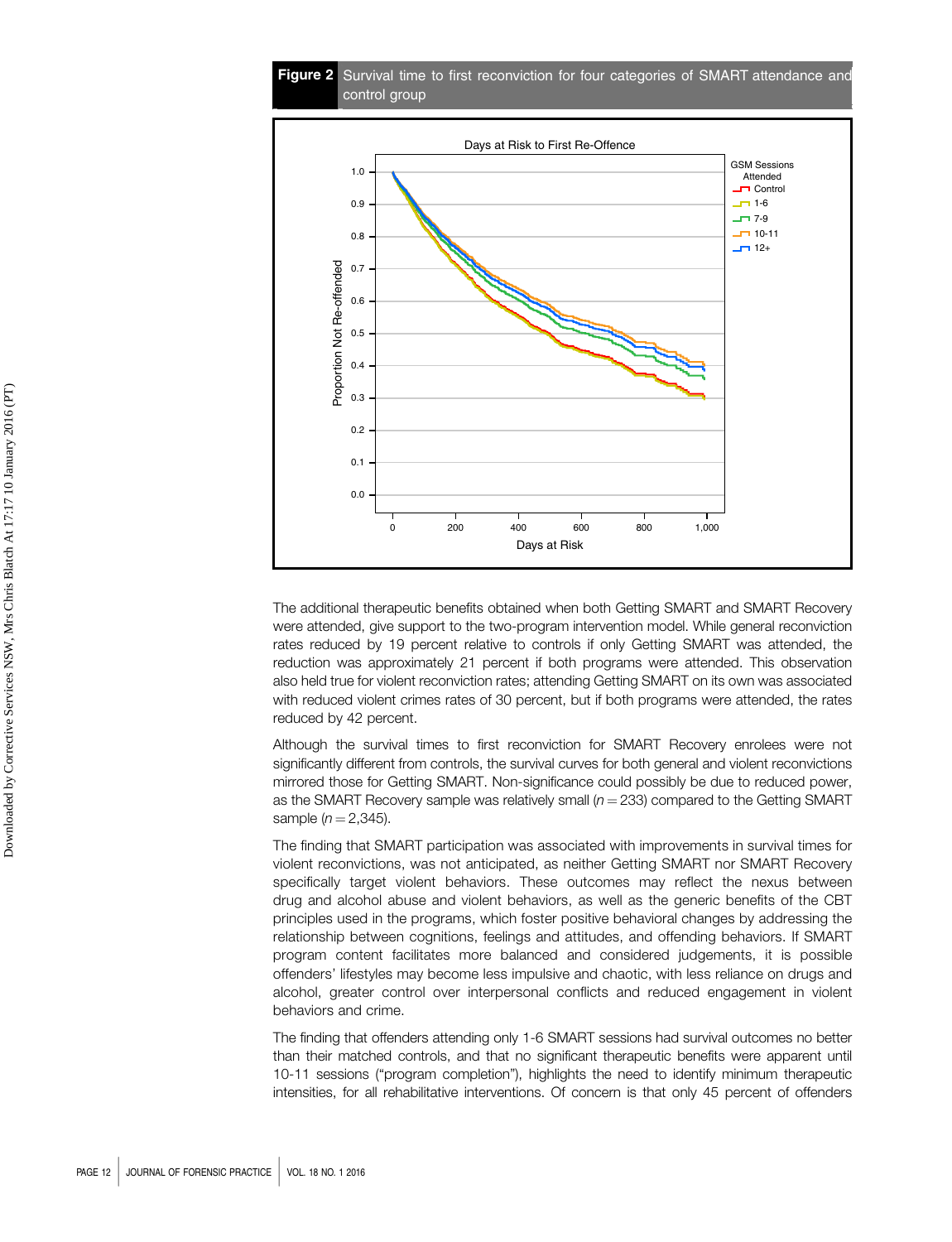**Figure 2** Survival time to first reconviction for four categories of SMART attendance and control group

The additional therapeutic benefits obtained when both Getting SMART and SMART Recovery were attended, give support to the two-program intervention model. While general reconviction rates reduced by 19 percent relative to controls if only Getting SMART was attended, the reduction was approximately 21 percent if both programs were attended. This observation also held true for violent reconviction rates; attending Getting SMART on its own was associated with reduced violent crimes rates of 30 percent, but if both programs were attended, the rates reduced by 42 percent.

Although the survival times to first reconviction for SMART Recovery enrolees were not significantly different from controls, the survival curves for both general and violent reconvictions mirrored those for Getting SMART. Non-significance could possibly be due to reduced power, as the SMART Recovery sample was relatively small ($n = 233$) compared to the Getting SMART sample ($n = 2{,}345$).

The finding that SMART participation was associated with improvements in survival times for violent reconvictions, was not anticipated, as neither Getting SMART nor SMART Recovery specifically target violent behaviors. These outcomes may reflect the nexus between drug and alcohol abuse and violent behaviors, as well as the generic benefits of the CBT principles used in the programs, which foster positive behavioral changes by addressing the relationship between cognitions, feelings and attitudes, and offending behaviors. If SMART program content facilitates more balanced and considered judgements, it is possible offenders' lifestyles may become less impulsive and chaotic, with less reliance on drugs and alcohol, greater control over interpersonal conflicts and reduced engagement in violent behaviors and crime.

The finding that offenders attending only 1-6 SMART sessions had survival outcomes no better than their matched controls, and that no significant therapeutic benefits were apparent until 10-11 sessions ("program completion"), highlights the need to identify minimum therapeutic intensities, for all rehabilitative interventions. Of concern is that only 45 percent of offenders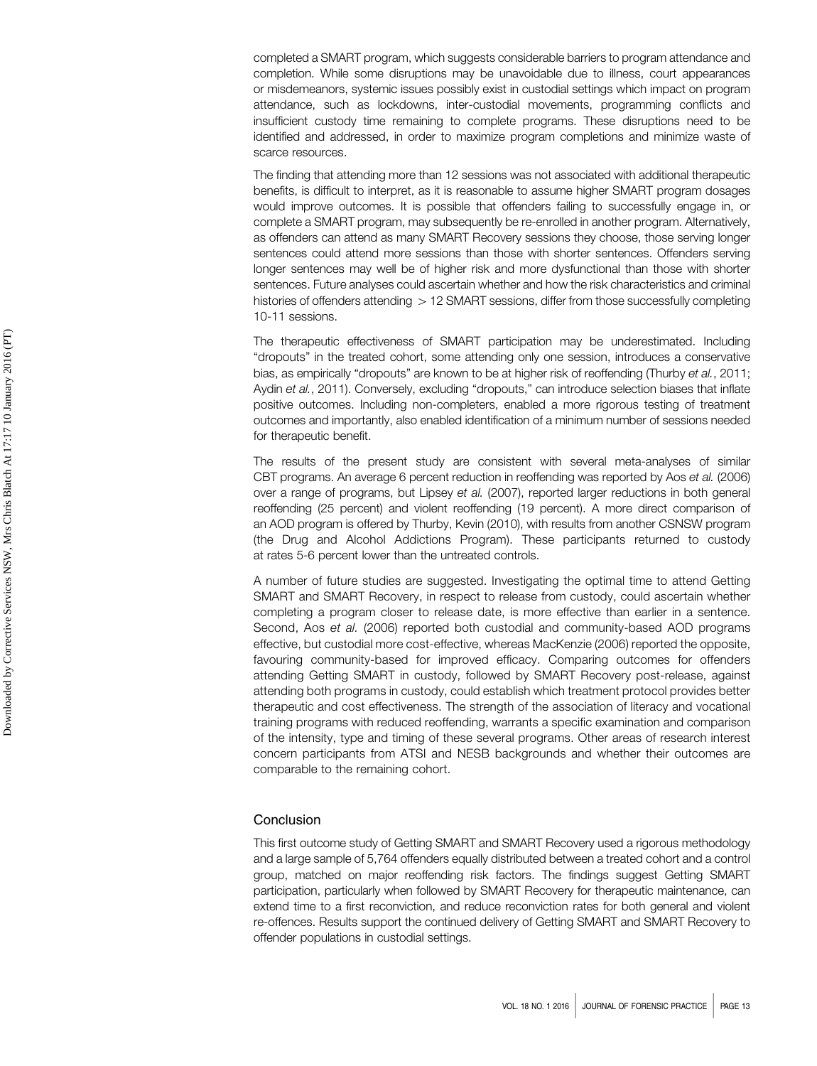completed a SMART program, which suggests considerable barriers to program attendance and completion. While some disruptions may be unavoidable due to illness, court appearances or misdemeanors, systemic issues possibly exist in custodial settings which impact on program attendance, such as lockdowns, inter-custodial movements, programming conflicts and insufficient custody time remaining to complete programs. These disruptions need to be identified and addressed, in order to maximize program completions and minimize waste of scarce resources.

The finding that attending more than 12 sessions was not associated with additional therapeutic benefits, is difficult to interpret, as it is reasonable to assume higher SMART program dosages would improve outcomes. It is possible that offenders failing to successfully engage in, or complete a SMART program, may subsequently be re-enrolled in another program. Alternatively, as offenders can attend as many SMART Recovery sessions they choose, those serving longer sentences could attend more sessions than those with shorter sentences. Offenders serving longer sentences may well be of higher risk and more dysfunctional than those with shorter sentences. Future analyses could ascertain whether and how the risk characteristics and criminal histories of offenders attending > 12 SMART sessions, differ from those successfully completing 10-11 sessions.

The therapeutic effectiveness of SMART participation may be underestimated. Including "dropouts" in the treated cohort, some attending only one session, introduces a conservative bias, as empirically "dropouts" are known to be at higher risk of reoffending (Thurby *et al.*, 2011; Aydin *et al.*, 2011). Conversely, excluding "dropouts," can introduce selection biases that inflate positive outcomes. Including non-completers, enabled a more rigorous testing of treatment outcomes and importantly, also enabled identification of a minimum number of sessions needed for therapeutic benefit.

The results of the present study are consistent with several meta-analyses of similar CBT programs. An average 6 percent reduction in reoffending was reported by Aos *et al.* (2006) over a range of programs, but Lipsey *et al.* (2007), reported larger reductions in both general reoffending (25 percent) and violent reoffending (19 percent). A more direct comparison of an AOD program is offered by Thurby, Kevin (2010), with results from another CSNSW program (the Drug and Alcohol Addictions Program). These participants returned to custody at rates 5-6 percent lower than the untreated controls.

A number of future studies are suggested. Investigating the optimal time to attend Getting SMART and SMART Recovery, in respect to release from custody, could ascertain whether completing a program closer to release date, is more effective than earlier in a sentence. Second, Aos *et al.* (2006) reported both custodial and community-based AOD programs effective, but custodial more cost-effective, whereas MacKenzie (2006) reported the opposite, favouring community-based for improved efficacy. Comparing outcomes for offenders attending Getting SMART in custody, followed by SMART Recovery post-release, against attending both programs in custody, could establish which treatment protocol provides better therapeutic and cost effectiveness. The strength of the association of literacy and vocational training programs with reduced reoffending, warrants a specific examination and comparison of the intensity, type and timing of these several programs. Other areas of research interest concern participants from ATSI and NESB backgrounds and whether their outcomes are comparable to the remaining cohort.

## Conclusion

This first outcome study of Getting SMART and SMART Recovery used a rigorous methodology and a large sample of 5,764 offenders equally distributed between a treated cohort and a control group, matched on major reoffending risk factors. The findings suggest Getting SMART participation, particularly when followed by SMART Recovery for therapeutic maintenance, can extend time to a first reconviction, and reduce reconviction rates for both general and violent re-offences. Results support the continued delivery of Getting SMART and SMART Recovery to offender populations in custodial settings.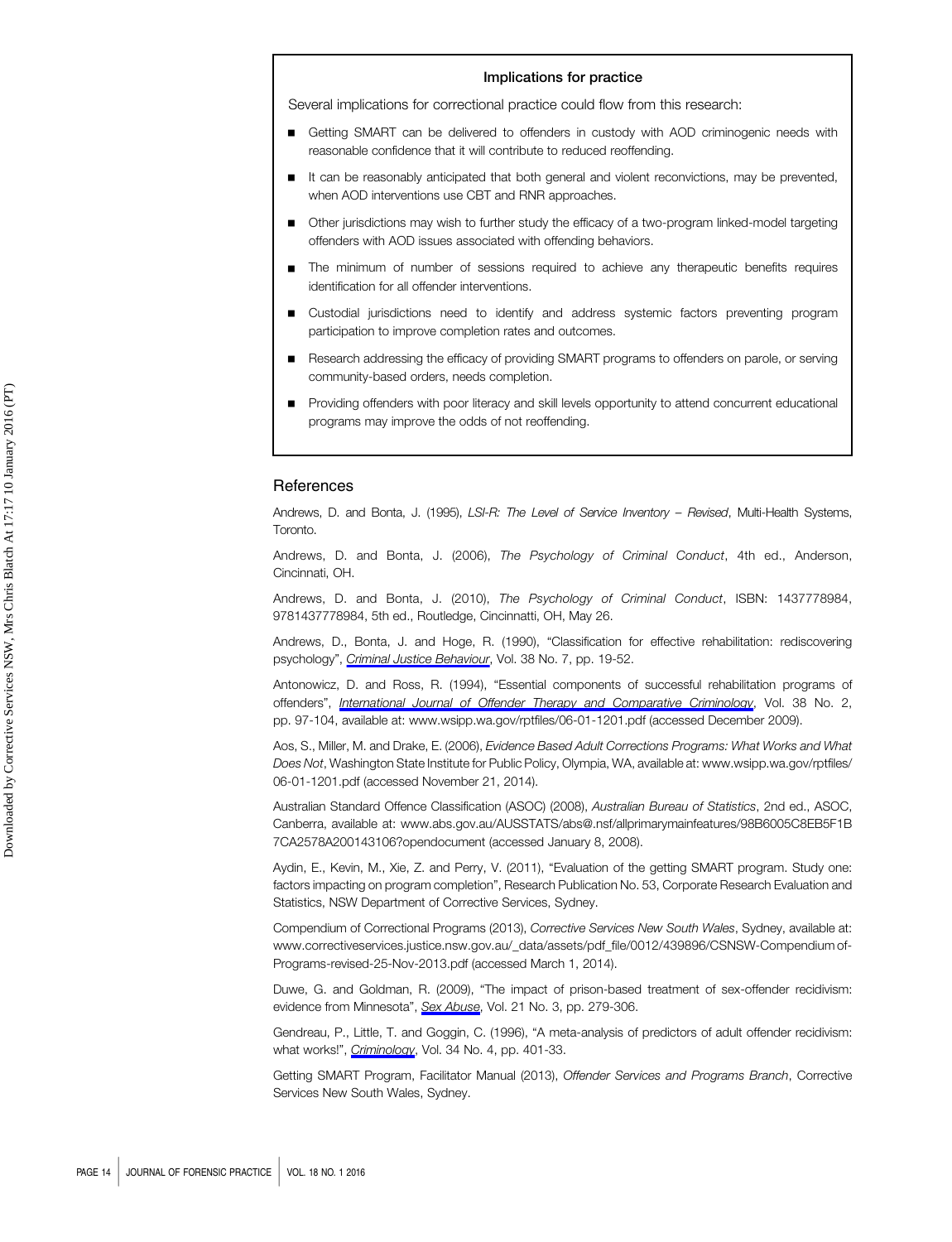### Implications for practice

Several implications for correctional practice could flow from this research:

- Getting SMART can be delivered to offenders in custody with AOD criminogenic needs with reasonable confidence that it will contribute to reduced reoffending.
- It can be reasonably anticipated that both general and violent reconvictions, may be prevented, when AOD interventions use CBT and RNR approaches.
- Other jurisdictions may wish to further study the efficacy of a two-program linked-model targeting offenders with AOD issues associated with offending behaviors.
- The minimum of number of sessions required to achieve any therapeutic benefits requires identification for all offender interventions.
- Custodial jurisdictions need to identify and address systemic factors preventing program participation to improve completion rates and outcomes.
- Research addressing the efficacy of providing SMART programs to offenders on parole, or serving community-based orders, needs completion.
- Providing offenders with poor literacy and skill levels opportunity to attend concurrent educational programs may improve the odds of not reoffending.

## References

Andrews, D. and Bonta, J. (1995), *LSI-R: The Level of Service Inventory – Revised*, Multi-Health Systems, Toronto.

Andrews, D. and Bonta, J. (2006), *The Psychology of Criminal Conduct*, 4th ed., Anderson, Cincinnati, OH.

Andrews, D. and Bonta, J. (2010), *The Psychology of Criminal Conduct*, ISBN: 1437778984, 9781437778984, 5th ed., Routledge, Cincinnatti, OH, May 26.

Andrews, D., Bonta, J. and Hoge, R. (1990), "Classification for effective rehabilitation: rediscovering psychology", *Criminal Justice Behaviour*, Vol. 38 No. 7, pp. 19-52.

Antonowicz, D. and Ross, R. (1994), "Essential components of successful rehabilitation programs of offenders", *International Journal of Offender Therapy and Comparative Criminology*, Vol. 38 No. 2, pp. 97-104, available at: www.wsipp.wa.gov/rptfiles/06-01-1201.pdf (accessed December 2009).

Aos, S., Miller, M. and Drake, E. (2006), *Evidence Based Adult Corrections Programs: What Works and What Does Not*, Washington State Institute for Public Policy, Olympia, WA, available at: www.wsipp.wa.gov/rptfiles/06-01-1201.pdf (accessed November 21, 2014).

Australian Standard Offence Classification (ASOC) (2008), *Australian Bureau of Statistics*, 2nd ed., ASOC, Canberra, available at: www.abs.gov.au/AUSSTATS/abs@.nsf/allprimarymainfeatures/98B6005C8EB5F1B7CA2578A200143106?opendocument (accessed January 8, 2008).

Aydin, E., Kevin, M., Xie, Z. and Perry, V. (2011), "Evaluation of the getting SMART program. Study one: factors impacting on program completion", Research Publication No. 53, Corporate Research Evaluation and Statistics, NSW Department of Corrective Services, Sydney.

Compendium of Correctional Programs (2013), *Corrective Services New South Wales*, Sydney, available at: www.correctiveservices.justice.nsw.gov.au/_data/assets/pdf_file/0012/439896/CSNSW-Compendium of-Programs-revised-25-Nov-2013.pdf (accessed March 1, 2014).

Duwe, G. and Goldman, R. (2009), "The impact of prison-based treatment of sex-offender recidivism: evidence from Minnesota", *Sex Abuse*, Vol. 21 No. 3, pp. 279-306.

Gendreau, P., Little, T. and Goggin, C. (1996), "A meta-analysis of predictors of adult offender recidivism: what works!", *Criminology*, Vol. 34 No. 4, pp. 401-33.

Getting SMART Program, Facilitator Manual (2013), *Offender Services and Programs Branch*, Corrective Services New South Wales, Sydney.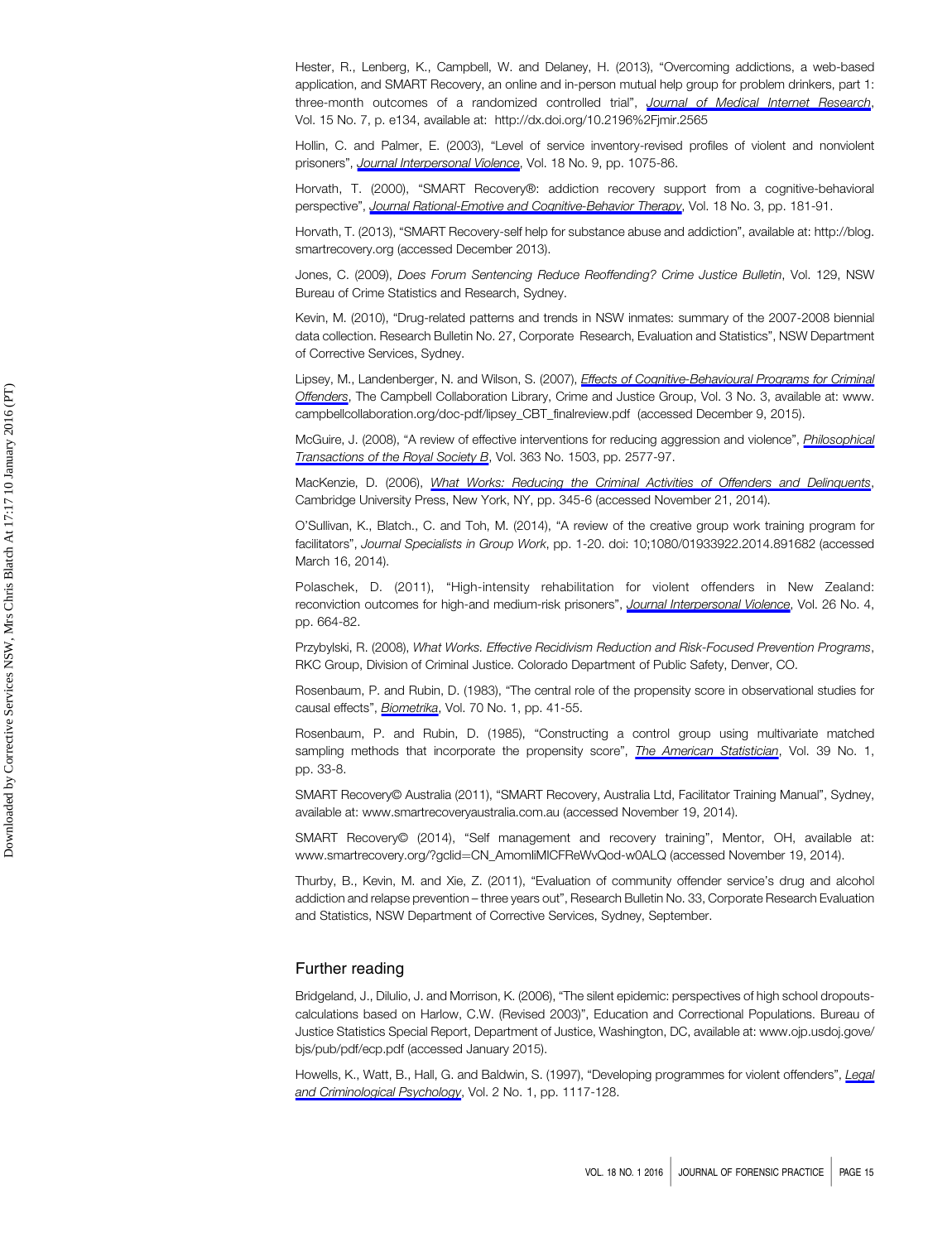Hester, R., Lenberg, K., Campbell, W. and Delaney, H. (2013), "Overcoming addictions, a web-based application, and SMART Recovery, an online and in-person mutual help group for problem drinkers, part 1: three-month outcomes of a randomized controlled trial", *Journal of Medical Internet Research*, Vol. 15 No. 7, p. e134, available at: http://dx.doi.org/10.2196%2Fjmir.2565

Hollin, C. and Palmer, E. (2003), "Level of service inventory-revised profiles of violent and nonviolent prisoners", *Journal Interpersonal Violence*, Vol. 18 No. 9, pp. 1075-86.

Horvath, T. (2000), "SMART Recovery®: addiction recovery support from a cognitive-behavioral perspective", *Journal Rational-Emotive and Cognitive-Behavior Therapy*, Vol. 18 No. 3, pp. 181-91.

Horvath, T. (2013), "SMART Recovery-self help for substance abuse and addiction", available at: http://blog.smartrecovery.org (accessed December 2013).

Jones, C. (2009), *Does Forum Sentencing Reduce Reoffending? Crime Justice Bulletin*, Vol. 129, NSW Bureau of Crime Statistics and Research, Sydney.

Kevin, M. (2010), "Drug-related patterns and trends in NSW inmates: summary of the 2007-2008 biennial data collection. Research Bulletin No. 27, Corporate Research, Evaluation and Statistics", NSW Department of Corrective Services, Sydney.

Lipsey, M., Landenberger, N. and Wilson, S. (2007), *Effects of Cognitive-Behavioural Programs for Criminal Offenders*, The Campbell Collaboration Library, Crime and Justice Group, Vol. 3 No. 3, available at: www.campbellcollaboration.org/doc-pdf/lipsey_CBT_finalreview.pdf (accessed December 9, 2015).

McGuire, J. (2008), "A review of effective interventions for reducing aggression and violence", *Philosophical Transactions of the Royal Society B*, Vol. 363 No. 1503, pp. 2577-97.

MacKenzie, D. (2006), *What Works: Reducing the Criminal Activities of Offenders and Delinquents*, Cambridge University Press, New York, NY, pp. 345-6 (accessed November 21, 2014).

O'Sullivan, K., Blatch., C. and Toh, M. (2014), "A review of the creative group work training program for facilitators", *Journal Specialists in Group Work*, pp. 1-20. doi: 10;1080/01933922.2014.891682 (accessed March 16, 2014).

Polaschek, D. (2011), "High-intensity rehabilitation for violent offenders in New Zealand: reconviction outcomes for high-and medium-risk prisoners", *Journal Interpersonal Violence*, Vol. 26 No. 4, pp. 664-82.

Przybylski, R. (2008), *What Works. Effective Recidivism Reduction and Risk-Focused Prevention Programs*, RKC Group, Division of Criminal Justice. Colorado Department of Public Safety, Denver, CO.

Rosenbaum, P. and Rubin, D. (1983), "The central role of the propensity score in observational studies for causal effects", *Biometrika*, Vol. 70 No. 1, pp. 41-55.

Rosenbaum, P. and Rubin, D. (1985), "Constructing a control group using multivariate matched sampling methods that incorporate the propensity score", *The American Statistician*, Vol. 39 No. 1, pp. 33-8.

SMART Recovery© Australia (2011), "SMART Recovery, Australia Ltd, Facilitator Training Manual", Sydney, available at: www.smartrecoveryaustralia.com.au (accessed November 19, 2014).

SMART Recovery© (2014), "Self management and recovery training", Mentor, OH, available at: www.smartrecovery.org/?gclid=CN_AmomliMICFReWvQod-w0ALQ (accessed November 19, 2014).

Thurby, B., Kevin, M. and Xie, Z. (2011), "Evaluation of community offender service's drug and alcohol addiction and relapse prevention – three years out", Research Bulletin No. 33, Corporate Research Evaluation and Statistics, NSW Department of Corrective Services, Sydney, September.

## Further reading

Bridgeland, J., Dilulio, J. and Morrison, K. (2006), "The silent epidemic: perspectives of high school dropouts-calculations based on Harlow, C.W. (Revised 2003)", Education and Correctional Populations. Bureau of Justice Statistics Special Report, Department of Justice, Washington, DC, available at: www.ojp.usdoj.gove/bjs/pub/pdf/ecp.pdf (accessed January 2015).

Howells, K., Watt, B., Hall, G. and Baldwin, S. (1997), "Developing programmes for violent offenders", *Legal and Criminological Psychology*, Vol. 2 No. 1, pp. 1117-128.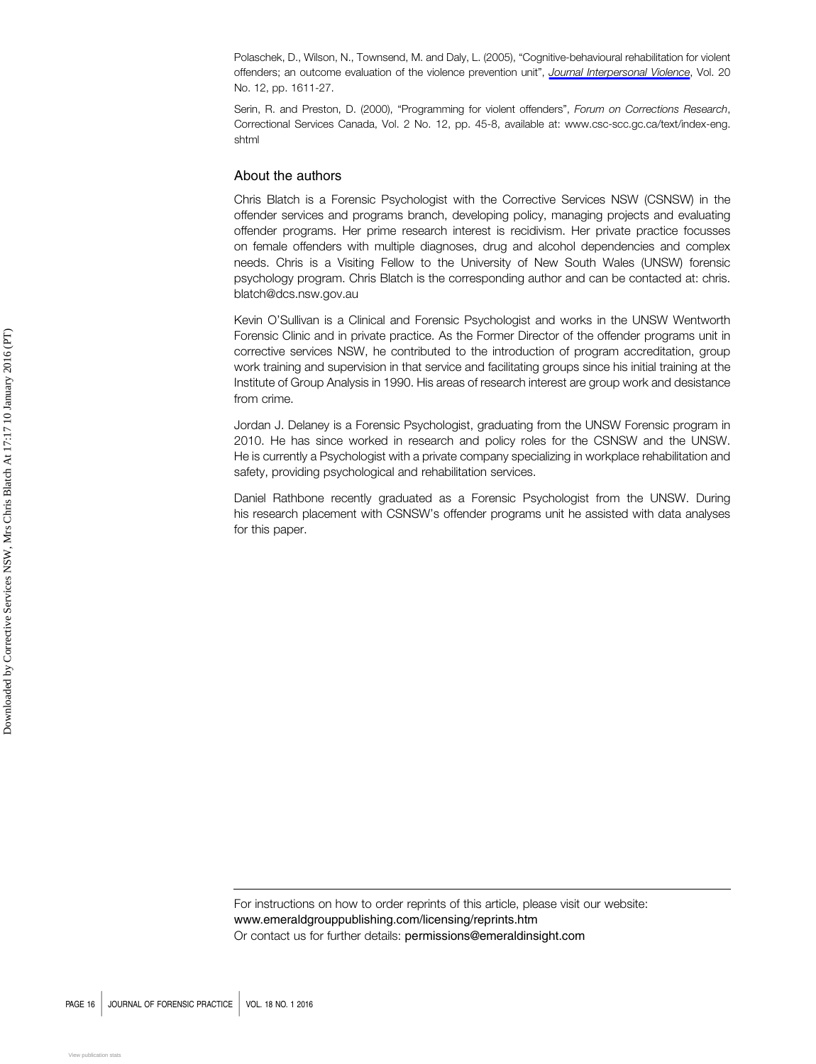Polaschek, D., Wilson, N., Townsend, M. and Daly, L. (2005), "Cognitive-behavioural rehabilitation for violent offenders; an outcome evaluation of the violence prevention unit", *Journal Interpersonal Violence*, Vol. 20 No. 12, pp. 1611-27.

Serin, R. and Preston, D. (2000), "Programming for violent offenders", *Forum on Corrections Research*, Correctional Services Canada, Vol. 2 No. 12, pp. 45-8, available at: www.csc-scc.gc.ca/text/index-eng.shtml

## About the authors

Chris Blatch is a Forensic Psychologist with the Corrective Services NSW (CSNSW) in the offender services and programs branch, developing policy, managing projects and evaluating offender programs. Her prime research interest is recidivism. Her private practice focusses on female offenders with multiple diagnoses, drug and alcohol dependencies and complex needs. Chris is a Visiting Fellow to the University of New South Wales (UNSW) forensic psychology program. Chris Blatch is the corresponding author and can be contacted at: chris.blatch@dcs.nsw.gov.au

Kevin O'Sullivan is a Clinical and Forensic Psychologist and works in the UNSW Wentworth Forensic Clinic and in private practice. As the Former Director of the offender programs unit in corrective services NSW, he contributed to the introduction of program accreditation, group work training and supervision in that service and facilitating groups since his initial training at the Institute of Group Analysis in 1990. His areas of research interest are group work and desistance from crime.

Jordan J. Delaney is a Forensic Psychologist, graduating from the UNSW Forensic program in 2010. He has since worked in research and policy roles for the CSNSW and the UNSW. He is currently a Psychologist with a private company specializing in workplace rehabilitation and safety, providing psychological and rehabilitation services.

Daniel Rathbone recently graduated as a Forensic Psychologist from the UNSW. During his research placement with CSNSW's offender programs unit he assisted with data analyses for this paper.

For instructions on how to order reprints of this article, please visit our website:
www.emeraldgrouppublishing.com/licensing/reprints.htm
Or contact us for further details: permissions@emeraldinsight.com